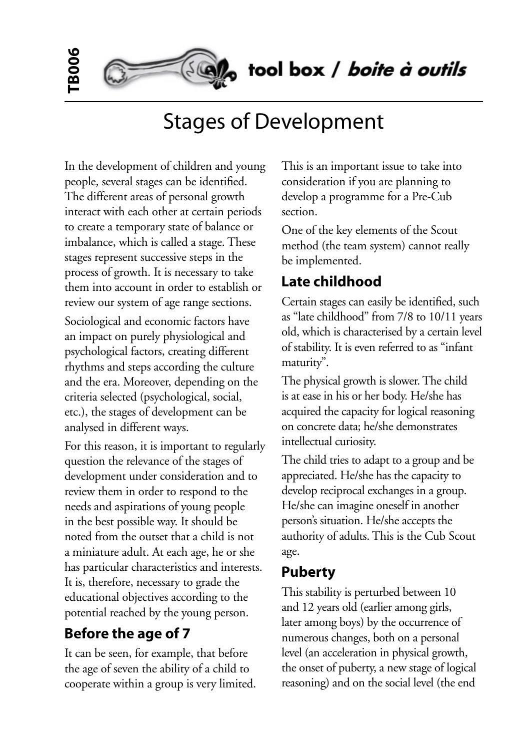# Stages of Development

In the development of children and young people, several stages can be identified. The different areas of personal growth interact with each other at certain periods to create a temporary state of balance or imbalance, which is called a stage. These stages represent successive steps in the process of growth. It is necessary to take them into account in order to establish or review our system of age range sections.

Sociological and economic factors have an impact on purely physiological and psychological factors, creating different rhythms and steps according the culture and the era. Moreover, depending on the criteria selected (psychological, social, etc.), the stages of development can be analysed in different ways.

For this reason, it is important to regularly question the relevance of the stages of development under consideration and to review them in order to respond to the needs and aspirations of young people in the best possible way. It should be noted from the outset that a child is not a miniature adult. At each age, he or she has particular characteristics and interests. It is, therefore, necessary to grade the educational objectives according to the potential reached by the young person.

## Before the age of 7

It can be seen, for example, that before the age of seven the ability of a child to cooperate within a group is very limited. This is an important issue to take into consideration if you are planning to develop a programme for a Pre-Cub section.

One of the key elements of the Scout method (the team system) cannot really be implemented.

## Late childhood

Certain stages can easily be identified, such as "late childhood" from 7/8 to 10/11 years old, which is characterised by a certain level of stability. It is even referred to as "infant maturity".

The physical growth is slower. The child is at ease in his or her body. He/she has acquired the capacity for logical reasoning on concrete data; he/she demonstrates intellectual curiosity.

The child tries to adapt to a group and be appreciated. He/she has the capacity to develop reciprocal exchanges in a group. He/she can imagine oneself in another person's situation. He/she accepts the authority of adults. This is the Cub Scout age.

## Puberty

This stability is perturbed between 10 and 12 years old (earlier among girls, later among boys) by the occurrence of numerous changes, both on a personal level (an acceleration in physical growth, the onset of puberty, a new stage of logical reasoning) and on the social level (the end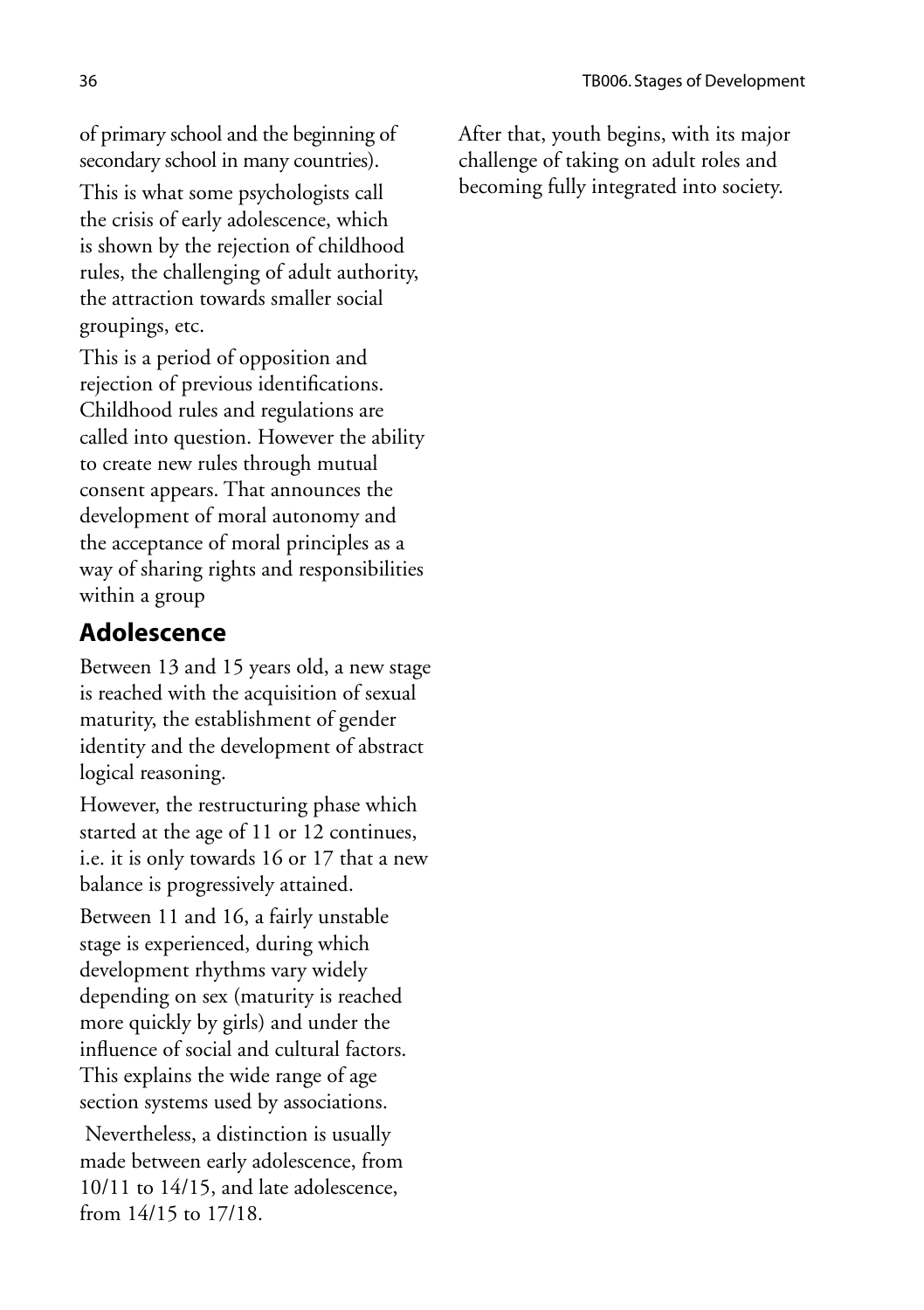of primary school and the beginning of secondary school in many countries).

This is what some psychologists call the crisis of early adolescence, which is shown by the rejection of childhood rules, the challenging of adult authority, the attraction towards smaller social groupings, etc.

This is a period of opposition and rejection of previous identifications. Childhood rules and regulations are called into question. However the ability to create new rules through mutual consent appears. That announces the development of moral autonomy and the acceptance of moral principles as a way of sharing rights and responsibilities within a group

## Adolescence

Between 13 and 15 years old, a new stage is reached with the acquisition of sexual maturity, the establishment of gender identity and the development of abstract logical reasoning.

However, the restructuring phase which started at the age of 11 or 12 continues, i.e. it is only towards 16 or 17 that a new balance is progressively attained.

Between 11 and 16, a fairly unstable stage is experienced, during which development rhythms vary widely depending on sex (maturity is reached more quickly by girls) and under the influence of social and cultural factors. This explains the wide range of age section systems used by associations.

Nevertheless, a distinction is usually made between early adolescence, from 10/11 to 14/15, and late adolescence, from 14/15 to 17/18.

After that, youth begins, with its major challenge of taking on adult roles and becoming fully integrated into society.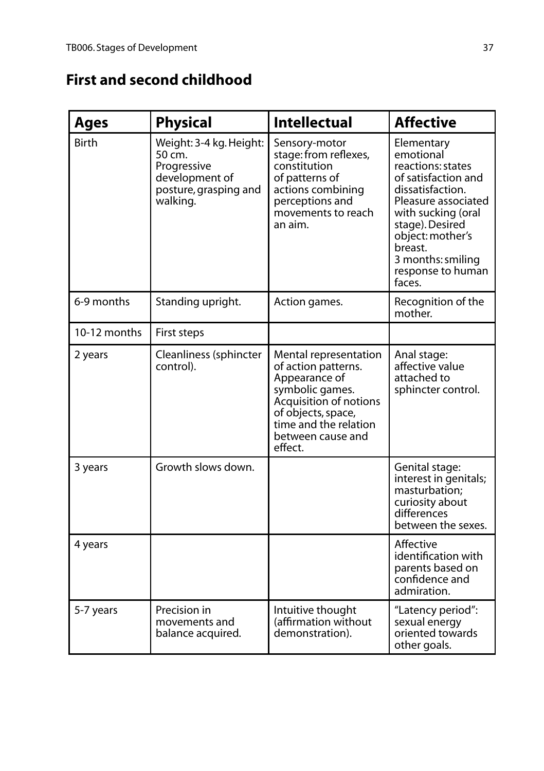## First and second childhood

| Ages | Physical | Intellectual | Affective |
|---|---|---|---|
| Birth | Weight: 3-4 kg. Height: 50 cm. Progressive development of posture, grasping and walking. | Sensory-motor stage: from reflexes, constitution of patterns of actions combining perceptions and movements to reach an aim. | Elementary emotional reactions: states of satisfaction and dissatisfaction. Pleasure associated with sucking (oral stage). Desired object: mother's breast. 3 months: smiling response to human faces. |
| 6-9 months | Standing upright. | Action games. | Recognition of the mother. |
| 10-12 months | First steps | | |
| 2 years | Cleanliness (sphincter control). | Mental representation of action patterns. Appearance of symbolic games. Acquisition of notions of objects, space, time and the relation between cause and effect. | Anal stage: affective value attached to sphincter control. |
| 3 years | Growth slows down. | | Genital stage: interest in genitals; masturbation; curiosity about differences between the sexes. |
| 4 years | | | Affective identification with parents based on confidence and admiration. |
| 5-7 years | Precision in movements and balance acquired. | Intuitive thought (affirmation without demonstration). | "Latency period": sexual energy oriented towards other goals. |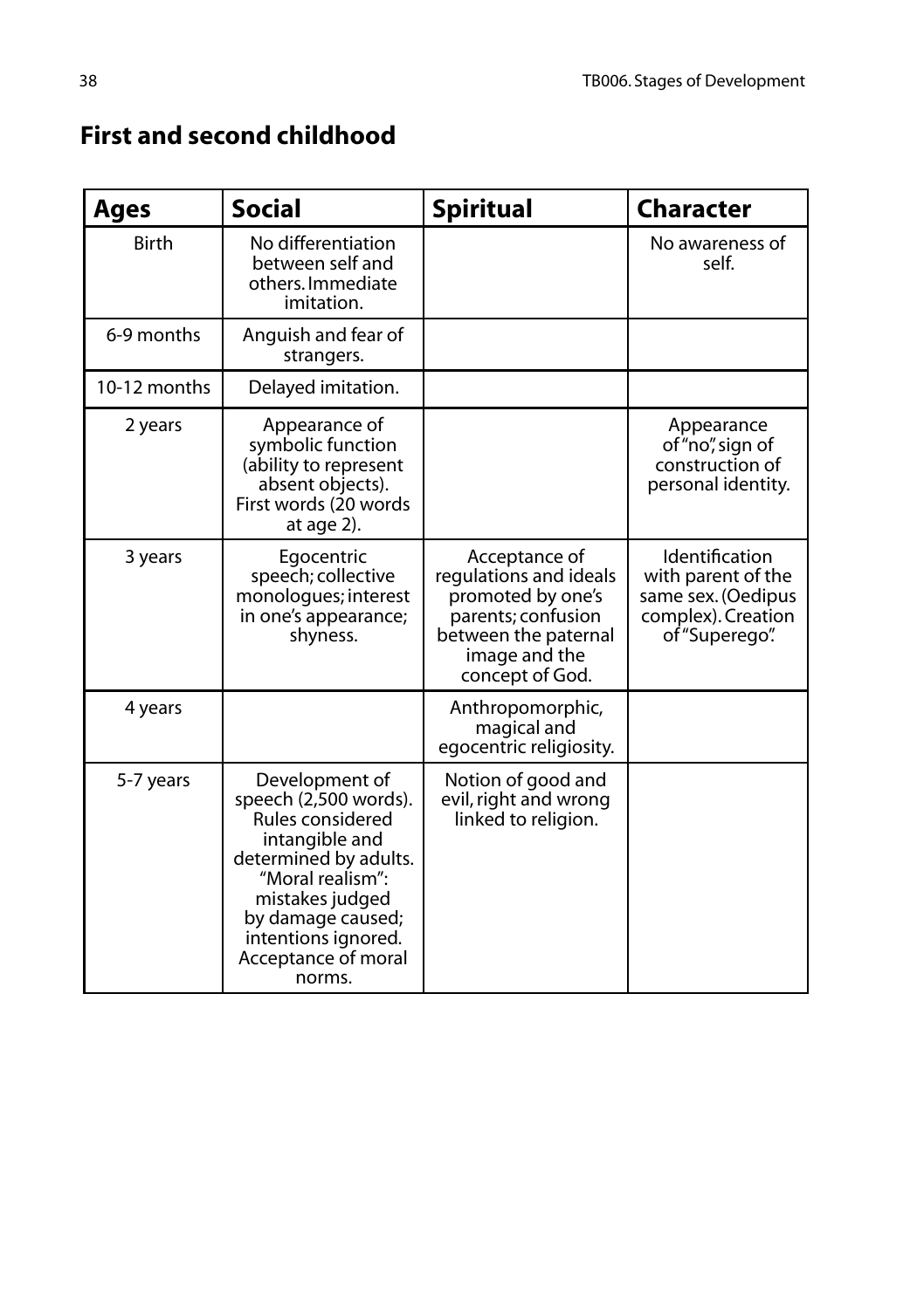## First and second childhood

| Ages | Social | Spiritual | Character |
|---|---|---|---|
| Birth | No differentiation between self and others. Immediate imitation. | | No awareness of self. |
| 6-9 months | Anguish and fear of strangers. | | |
| 10-12 months | Delayed imitation. | | |
| 2 years | Appearance of symbolic function (ability to represent absent objects). First words (20 words at age 2). | | Appearance of "no", sign of construction of personal identity. |
| 3 years | Egocentric speech; collective monologues; interest in one's appearance; shyness. | Acceptance of regulations and ideals promoted by one's parents; confusion between the paternal image and the concept of God. | Identification with parent of the same sex. (Oedipus complex). Creation of "Superego". |
| 4 years | | Anthropomorphic, magical and egocentric religiosity. | |
| 5-7 years | Development of speech (2,500 words). Rules considered intangible and determined by adults. "Moral realism": mistakes judged by damage caused; intentions ignored. Acceptance of moral norms. | Notion of good and evil, right and wrong linked to religion. | |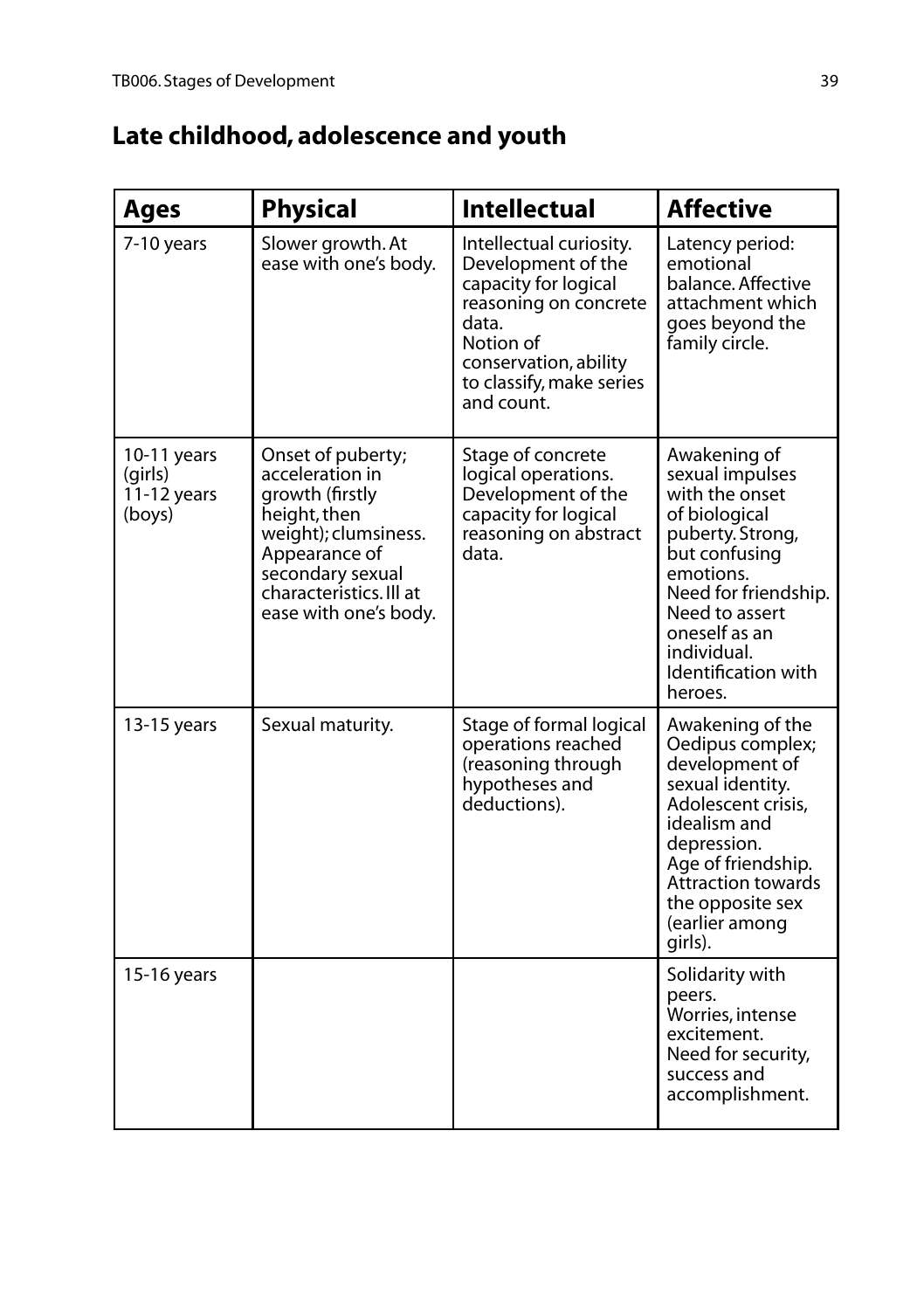## Late childhood, adolescence and youth

| Ages | Physical | Intellectual | Affective |
|---|---|---|---|
| 7-10 years | Slower growth. At ease with one's body. | Intellectual curiosity. Development of the capacity for logical reasoning on concrete data.<br>Notion of conservation, ability to classify, make series and count. | Latency period: emotional balance. Affective attachment which goes beyond the family circle. |
| 10-11 years (girls)<br>11-12 years (boys) | Onset of puberty; acceleration in growth (firstly height, then weight); clumsiness. Appearance of secondary sexual characteristics. Ill at ease with one's body. | Stage of concrete logical operations. Development of the capacity for logical reasoning on abstract data. | Awakening of sexual impulses with the onset of biological puberty. Strong, but confusing emotions.<br>Need for friendship. Need to assert oneself as an individual.<br>Identification with heroes. |
| 13-15 years | Sexual maturity. | Stage of formal logical operations reached (reasoning through hypotheses and deductions). | Awakening of the Oedipus complex; development of sexual identity. Adolescent crisis, idealism and depression.<br>Age of friendship. Attraction towards the opposite sex (earlier among girls). |
| 15-16 years | | | Solidarity with peers.<br>Worries, intense excitement.<br>Need for security, success and accomplishment. |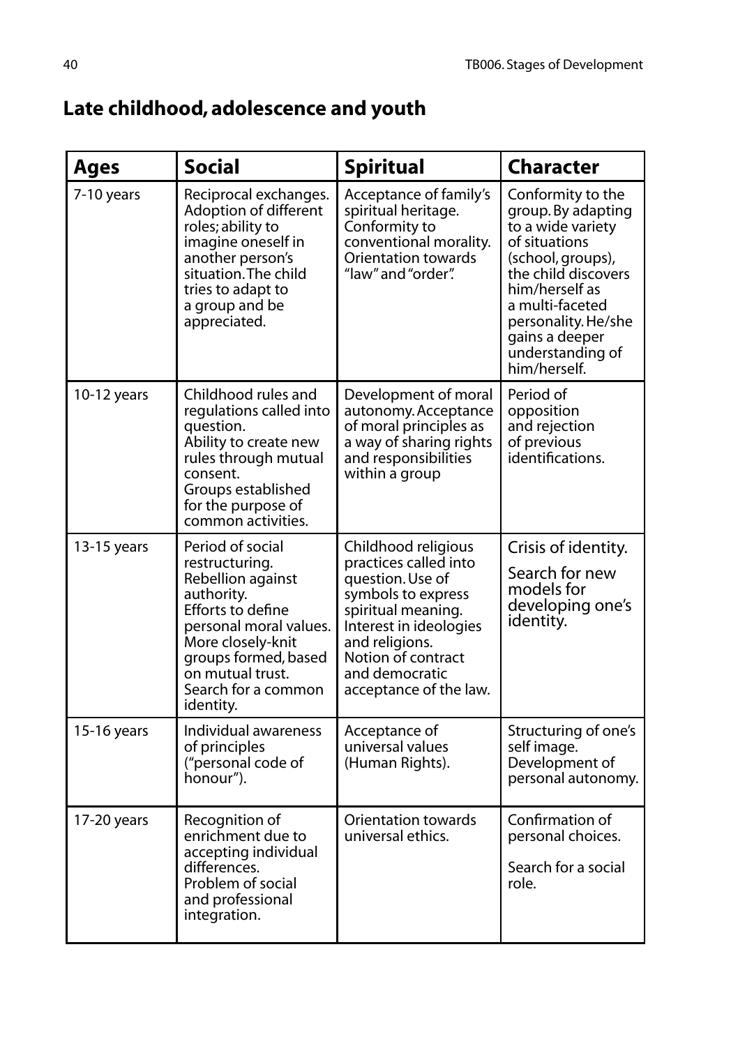## Late childhood, adolescence and youth

| Ages | Social | Spiritual | Character |
|---|---|---|---|
| 7-10 years | Reciprocal exchanges. Adoption of different roles; ability to imagine oneself in another person's situation. The child tries to adapt to a group and be appreciated. | Acceptance of family's spiritual heritage. Conformity to conventional morality. Orientation towards "law" and "order". | Conformity to the group. By adapting to a wide variety of situations (school, groups), the child discovers him/herself as a multi-faceted personality. He/she gains a deeper understanding of him/herself. |
| 10-12 years | Childhood rules and regulations called into question. Ability to create new rules through mutual consent. Groups established for the purpose of common activities. | Development of moral autonomy. Acceptance of moral principles as a way of sharing rights and responsibilities within a group | Period of opposition and rejection of previous identifications. |
| 13-15 years | Period of social restructuring. Rebellion against authority. Efforts to define personal moral values. More closely-knit groups formed, based on mutual trust. Search for a common identity. | Childhood religious practices called into question. Use of symbols to express spiritual meaning. Interest in ideologies and religions. Notion of contract and democratic acceptance of the law. | Crisis of identity. Search for new models for developing one's identity. |
| 15-16 years | Individual awareness of principles ("personal code of honour"). | Acceptance of universal values (Human Rights). | Structuring of one's self image. Development of personal autonomy. |
| 17-20 years | Recognition of enrichment due to accepting individual differences. Problem of social and professional integration. | Orientation towards universal ethics. | Confirmation of personal choices. Search for a social role. |